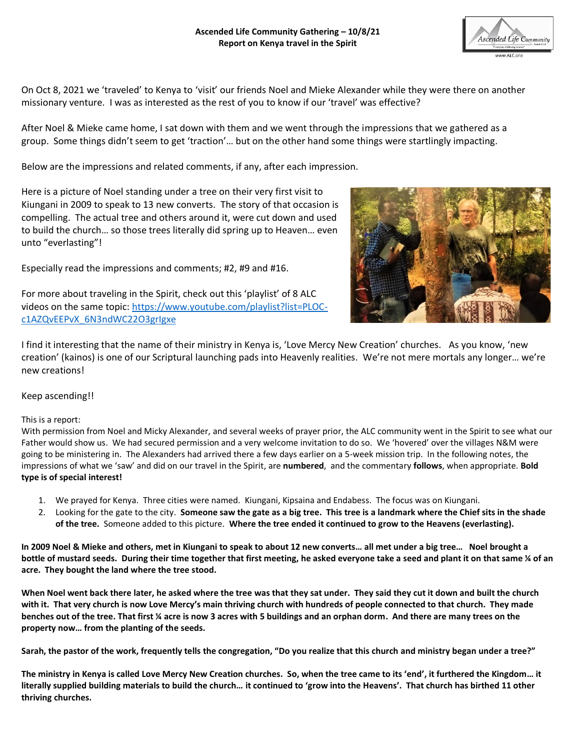**Ascended Life Community Gathering – 10/8/21**
**Report on Kenya travel in the Spirit**

On Oct 8, 2021 we 'traveled' to Kenya to 'visit' our friends Noel and Mieke Alexander while they were there on another missionary venture. I was as interested as the rest of you to know if our 'travel' was effective?

After Noel & Mieke came home, I sat down with them and we went through the impressions that we gathered as a group. Some things didn't seem to get 'traction'… but on the other hand some things were startlingly impacting.

Below are the impressions and related comments, if any, after each impression.

Here is a picture of Noel standing under a tree on their very first visit to Kiungani in 2009 to speak to 13 new converts. The story of that occasion is compelling. The actual tree and others around it, were cut down and used to build the church… so those trees literally did spring up to Heaven… even unto "everlasting"!

Especially read the impressions and comments; #2, #9 and #16.

For more about traveling in the Spirit, check out this 'playlist' of 8 ALC videos on the same topic: https://www.youtube.com/playlist?list=PLOC-c1AZQvEEPvX_6N3ndWC22O3grIgxe

I find it interesting that the name of their ministry in Kenya is, 'Love Mercy New Creation' churches. As you know, 'new creation' (kainos) is one of our Scriptural launching pads into Heavenly realities. We're not mere mortals any longer… we're new creations!

Keep ascending!!

This is a report:
With permission from Noel and Micky Alexander, and several weeks of prayer prior, the ALC community went in the Spirit to see what our Father would show us. We had secured permission and a very welcome invitation to do so. We 'hovered' over the villages N&M were going to be ministering in. The Alexanders had arrived there a few days earlier on a 5-week mission trip. In the following notes, the impressions of what we 'saw' and did on our travel in the Spirit, are **numbered**, and the commentary **follows**, when appropriate. **Bold type is of special interest!**

1. We prayed for Kenya. Three cities were named. Kiungani, Kipsaina and Endabess. The focus was on Kiungani.
2. Looking for the gate to the city. **Someone saw the gate as a big tree. This tree is a landmark where the Chief sits in the shade of the tree.** Someone added to this picture. **Where the tree ended it continued to grow to the Heavens (everlasting).**

**In 2009 Noel & Mieke and others, met in Kiungani to speak to about 12 new converts… all met under a big tree… Noel brought a bottle of mustard seeds. During their time together that first meeting, he asked everyone take a seed and plant it on that same ¼ of an acre. They bought the land where the tree stood.**

**When Noel went back there later, he asked where the tree was that they sat under. They said they cut it down and built the church with it. That very church is now Love Mercy's main thriving church with hundreds of people connected to that church. They made benches out of the tree. That first ¼ acre is now 3 acres with 5 buildings and an orphan dorm. And there are many trees on the property now… from the planting of the seeds.**

**Sarah, the pastor of the work, frequently tells the congregation, "Do you realize that this church and ministry began under a tree?"**

**The ministry in Kenya is called Love Mercy New Creation churches. So, when the tree came to its 'end', it furthered the Kingdom… it literally supplied building materials to build the church… it continued to 'grow into the Heavens'. That church has birthed 11 other thriving churches.**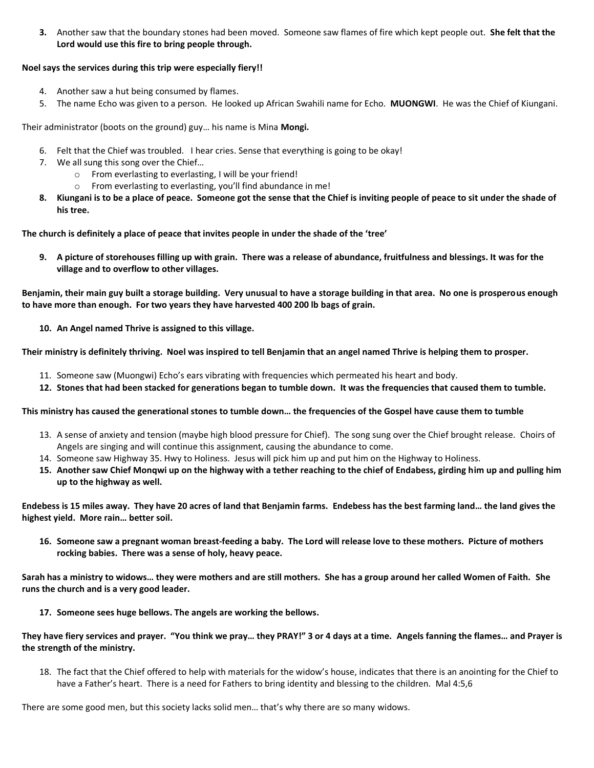3. Another saw that the boundary stones had been moved. Someone saw flames of fire which kept people out. **She felt that the Lord would use this fire to bring people through.**

**Noel says the services during this trip were especially fiery!!**

4. Another saw a hut being consumed by flames.
5. The name Echo was given to a person. He looked up African Swahili name for Echo. **MUONGWI**. He was the Chief of Kiungani.

Their administrator (boots on the ground) guy… his name is Mina **Mongi.**

6. Felt that the Chief was troubled. I hear cries. Sense that everything is going to be okay!
7. We all sung this song over the Chief…
   - From everlasting to everlasting, I will be your friend!
   - From everlasting to everlasting, you'll find abundance in me!
8. **Kiungani is to be a place of peace. Someone got the sense that the Chief is inviting people of peace to sit under the shade of his tree.**

**The church is definitely a place of peace that invites people in under the shade of the 'tree'**

9. **A picture of storehouses filling up with grain. There was a release of abundance, fruitfulness and blessings. It was for the village and to overflow to other villages.**

**Benjamin, their main guy built a storage building. Very unusual to have a storage building in that area. No one is prosperous enough to have more than enough. For two years they have harvested 400 200 lb bags of grain.**

10. **An Angel named Thrive is assigned to this village.**

**Their ministry is definitely thriving. Noel was inspired to tell Benjamin that an angel named Thrive is helping them to prosper.**

11. Someone saw (Muongwi) Echo's ears vibrating with frequencies which permeated his heart and body.
12. **Stones that had been stacked for generations began to tumble down. It was the frequencies that caused them to tumble.**

**This ministry has caused the generational stones to tumble down… the frequencies of the Gospel have cause them to tumble**

13. A sense of anxiety and tension (maybe high blood pressure for Chief). The song sung over the Chief brought release. Choirs of Angels are singing and will continue this assignment, causing the abundance to come.
14. Someone saw Highway 35. Hwy to Holiness. Jesus will pick him up and put him on the Highway to Holiness.
15. **Another saw Chief Monqwi up on the highway with a tether reaching to the chief of Endabess, girding him up and pulling him up to the highway as well.**

**Endebess is 15 miles away. They have 20 acres of land that Benjamin farms. Endebess has the best farming land… the land gives the highest yield. More rain… better soil.**

16. **Someone saw a pregnant woman breast-feeding a baby. The Lord will release love to these mothers. Picture of mothers rocking babies. There was a sense of holy, heavy peace.**

**Sarah has a ministry to widows… they were mothers and are still mothers. She has a group around her called Women of Faith. She runs the church and is a very good leader.**

17. **Someone sees huge bellows. The angels are working the bellows.**

**They have fiery services and prayer. "You think we pray… they PRAY!" 3 or 4 days at a time. Angels fanning the flames… and Prayer is the strength of the ministry.**

18. The fact that the Chief offered to help with materials for the widow's house, indicates that there is an anointing for the Chief to have a Father's heart. There is a need for Fathers to bring identity and blessing to the children. Mal 4:5,6

There are some good men, but this society lacks solid men… that's why there are so many widows.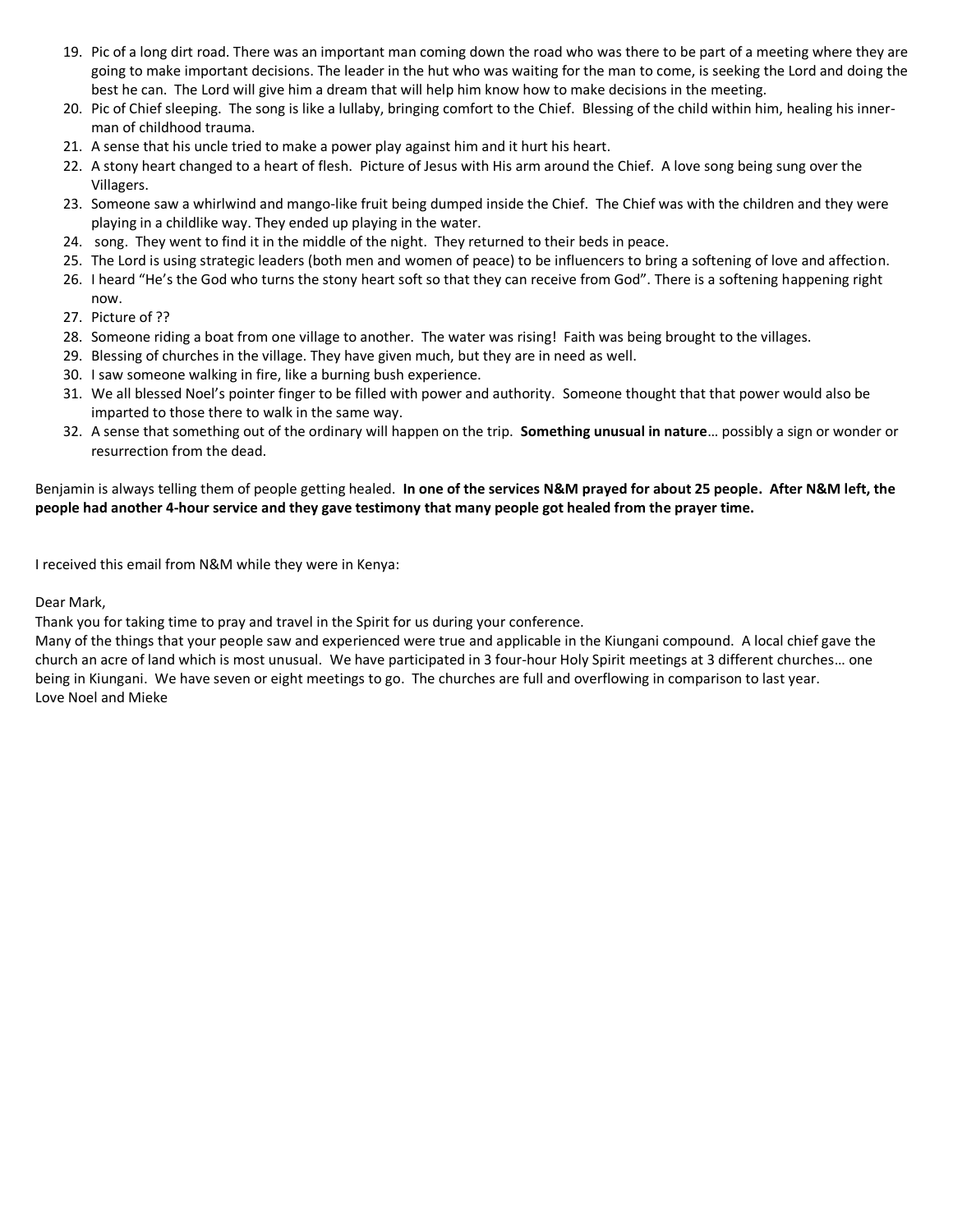19. Pic of a long dirt road. There was an important man coming down the road who was there to be part of a meeting where they are going to make important decisions. The leader in the hut who was waiting for the man to come, is seeking the Lord and doing the best he can. The Lord will give him a dream that will help him know how to make decisions in the meeting.
20. Pic of Chief sleeping. The song is like a lullaby, bringing comfort to the Chief. Blessing of the child within him, healing his inner-man of childhood trauma.
21. A sense that his uncle tried to make a power play against him and it hurt his heart.
22. A stony heart changed to a heart of flesh. Picture of Jesus with His arm around the Chief. A love song being sung over the Villagers.
23. Someone saw a whirlwind and mango-like fruit being dumped inside the Chief. The Chief was with the children and they were playing in a childlike way. They ended up playing in the water.
24. song. They went to find it in the middle of the night. They returned to their beds in peace.
25. The Lord is using strategic leaders (both men and women of peace) to be influencers to bring a softening of love and affection.
26. I heard "He's the God who turns the stony heart soft so that they can receive from God". There is a softening happening right now.
27. Picture of ??
28. Someone riding a boat from one village to another. The water was rising! Faith was being brought to the villages.
29. Blessing of churches in the village. They have given much, but they are in need as well.
30. I saw someone walking in fire, like a burning bush experience.
31. We all blessed Noel's pointer finger to be filled with power and authority. Someone thought that that power would also be imparted to those there to walk in the same way.
32. A sense that something out of the ordinary will happen on the trip. **Something unusual in nature**… possibly a sign or wonder or resurrection from the dead.

Benjamin is always telling them of people getting healed. **In one of the services N&M prayed for about 25 people. After N&M left, the people had another 4-hour service and they gave testimony that many people got healed from the prayer time.**

I received this email from N&M while they were in Kenya:

Dear Mark,
Thank you for taking time to pray and travel in the Spirit for us during your conference.
Many of the things that your people saw and experienced were true and applicable in the Kiungani compound. A local chief gave the church an acre of land which is most unusual. We have participated in 3 four-hour Holy Spirit meetings at 3 different churches… one being in Kiungani. We have seven or eight meetings to go. The churches are full and overflowing in comparison to last year.
Love Noel and Mieke